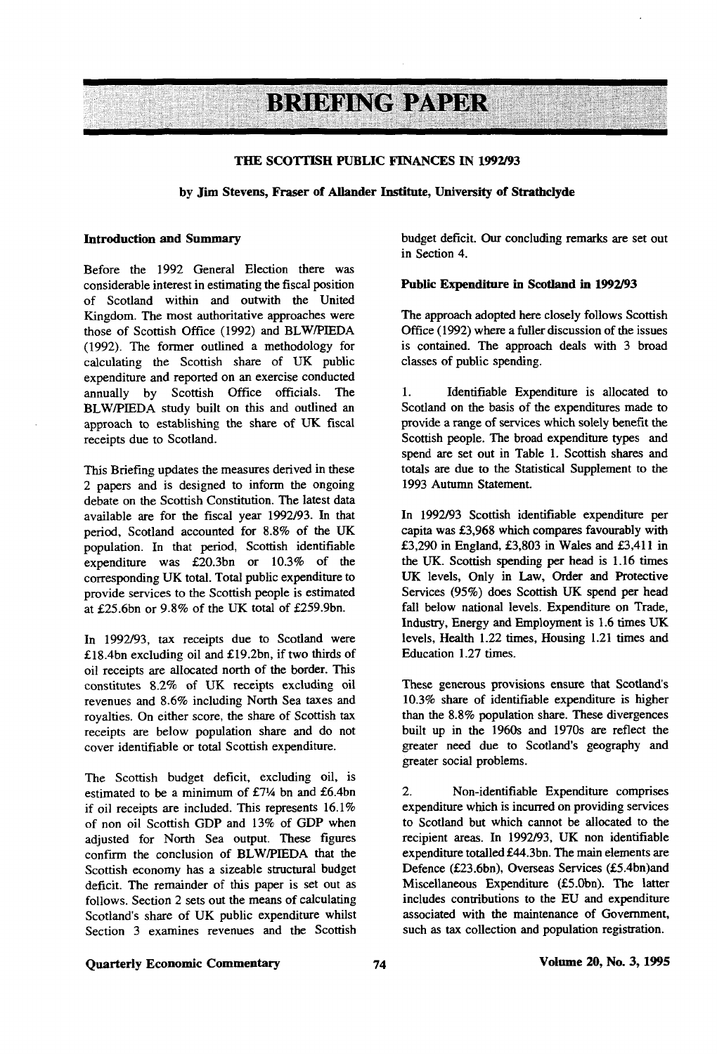# BRIEFING PAPER

## THE SCOTTISH PUBLIC FINANCES IN 1992/93

**by Jim Stevens, Fraser of Allander Institute, University of Strathclyde**

### Introduction and Summary

Before the 1992 General Election there was considerable interest in estimating the fiscal position of Scotland within and outwith the United Kingdom. The most authoritative approaches were those of Scottish Office (1992) and BLW/PIEDA (1992). The former outlined a methodology for calculating the Scottish share of UK public expenditure and reported on an exercise conducted annually by Scottish Office officials. The BLW/PIEDA study built on this and outlined an approach to establishing the share of UK fiscal receipts due to Scotland.

This Briefing updates the measures derived in these 2 papers and is designed to inform the ongoing debate on the Scottish Constitution. The latest data available are for the fiscal year 1992/93. In that period, Scotland accounted for 8.8% of the UK population. In that period, Scottish identifiable expenditure was £20.3bn or 10.3% of the corresponding UK total. Total public expenditure to provide services to the Scottish people is estimated at £25.6bn or 9.8% of the UK total of £259.9bn.

In 1992/93, tax receipts due to Scotland were £18.4bn excluding oil and £19.2bn, if two thirds of oil receipts are allocated north of the border. This constitutes 8.2% of UK receipts excluding oil revenues and 8.6% including North Sea taxes and royalties. On either score, the share of Scottish tax receipts are below population share and do not cover identifiable or total Scottish expenditure.

The Scottish budget deficit, excluding oil, is estimated to be a minimum of £7¼ bn and £6.4bn if oil receipts are included. This represents 16.1% of non oil Scottish GDP and 13% of GDP when adjusted for North Sea output. These figures confirm the conclusion of BLW/PIEDA that the Scottish economy has a sizeable structural budget deficit. The remainder of this paper is set out as follows. Section 2 sets out the means of calculating Scotland's share of UK public expenditure whilst Section 3 examines revenues and the Scottish budget deficit. Our concluding remarks are set out in Section 4.

### Public Expenditure in Scotland in 1992/93

The approach adopted here closely follows Scottish Office (1992) where a fuller discussion of the issues is contained. The approach deals with 3 broad classes of public spending.

1. Identifiable Expenditure is allocated to Scotland on the basis of the expenditures made to provide a range of services which solely benefit the Scottish people. The broad expenditure types and spend are set out in Table 1. Scottish shares and totals are due to the Statistical Supplement to the 1993 Autumn Statement.

In 1992/93 Scottish identifiable expenditure per capita was £3,968 which compares favourably with £3,290 in England, £3,803 in Wales and £3,411 in the UK. Scottish spending per head is 1.16 times UK levels, Only in Law, Order and Protective Services (95%) does Scottish UK spend per head fall below national levels. Expenditure on Trade, Industry, Energy and Employment is 1.6 times UK levels, Health 1.22 times, Housing 1.21 times and Education 1.27 times.

These generous provisions ensure that Scotland's 10.3% share of identifiable expenditure is higher than the 8.8% population share. These divergences built up in the 1960s and 1970s are reflect the greater need due to Scotland's geography and greater social problems.

2. Non-identifiable Expenditure comprises expenditure which is incurred on providing services to Scotland but which cannot be allocated to the recipient areas. In 1992/93, UK non identifiable expenditure totalled £44.3bn. The main elements are Defence (£23.6bn), Overseas Services (£5.4bn)and Miscellaneous Expenditure (£5.0bn). The latter includes contributions to the EU and expenditure associated with the maintenance of Government, such as tax collection and population registration.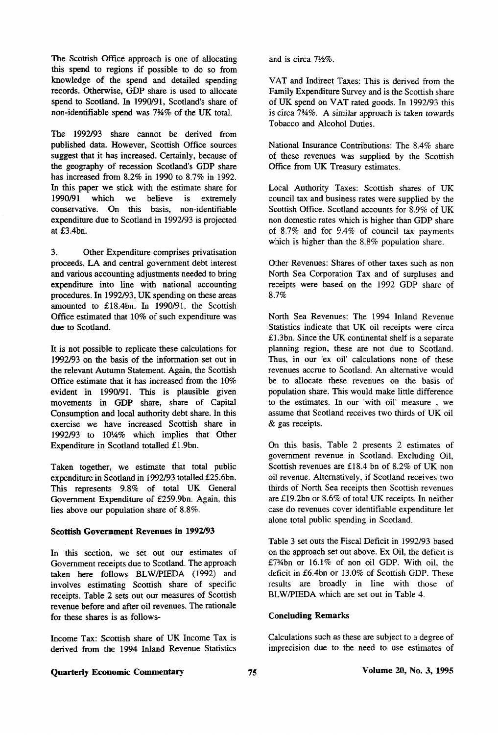The Scottish Office approach is one of allocating this spend to regions if possible to do so from knowledge of the spend and detailed spending records. Otherwise, GDP share is used to allocate spend to Scotland. In 1990/91, Scotland's share of non-identifiable spend was 7¾% of the UK total.

The 1992/93 share cannot be derived from published data. However, Scottish Office sources suggest that it has increased. Certainly, because of the geography of recession Scotland's GDP share has increased from 8.2% in 1990 to 8.7% in 1992. In this paper we stick with the estimate share for 1990/91 which we believe is extremely conservative. On this basis, non-identifiable expenditure due to Scotland in 1992/93 is projected at £3.4bn.

3. Other Expenditure comprises privatisation proceeds, LA and central government debt interest and various accounting adjustments needed to bring expenditure into line with national accounting procedures. In 1992/93, UK spending on these areas amounted to £18.4bn. In 1990/91, the Scottish Office estimated that 10% of such expenditure was due to Scotland.

It is not possible to replicate these calculations for 1992/93 on the basis of the information set out in the relevant Autumn Statement. Again, the Scottish Office estimate that it has increased from the 10% evident in 1990/91. This is plausible given movements in GDP share, share of Capital Consumption and local authority debt share. In this exercise we have increased Scottish share in 1992/93 to 10¼% which implies that Other Expenditure in Scotland totalled £1.9bn.

Taken together, we estimate that total public expenditure in Scotland in 1992/93 totalled £25.6bn. This represents 9.8% of total UK General Government Expenditure of £259.9bn. Again, this lies above our population share of 8.8%.

**Scottish Government Revenues in 1992/93**

In this section, we set out our estimates of Government receipts due to Scotland. The approach taken here follows BLW/PIEDA (1992) and involves estimating Scottish share of specific receipts. Table 2 sets out our measures of Scottish revenue before and after oil revenues. The rationale for these shares is as follows-

Income Tax: Scottish share of UK Income Tax is derived from the 1994 Inland Revenue Statistics and is circa 7½%.

VAT and Indirect Taxes: This is derived from the Family Expenditure Survey and is the Scottish share of UK spend on VAT rated goods. In 1992/93 this is circa 7¾%. A similar approach is taken towards Tobacco and Alcohol Duties.

National Insurance Contributions: The 8.4% share of these revenues was supplied by the Scottish Office from UK Treasury estimates.

Local Authority Taxes: Scottish shares of UK council tax and business rates were supplied by the Scottish Office. Scotland accounts for 8.9% of UK non domestic rates which is higher than GDP share of 8.7% and for 9.4% of council tax payments which is higher than the 8.8% population share.

Other Revenues: Shares of other taxes such as non North Sea Corporation Tax and of surpluses and receipts were based on the 1992 GDP share of 8.7%

North Sea Revenues: The 1994 Inland Revenue Statistics indicate that UK oil receipts were circa £1.3bn. Since the UK continental shelf is a separate planning region, these are not due to Scotland. Thus, in our 'ex oil' calculations none of these revenues accrue to Scotland. An alternative would be to allocate these revenues on the basis of population share. This would make little difference to the estimates. In our 'with oil' measure , we assume that Scotland receives two thirds of UK oil & gas receipts.

On this basis, Table 2 presents 2 estimates of government revenue in Scotland. Excluding Oil, Scottish revenues are £18.4 bn of 8.2% of UK non oil revenue. Alternatively, if Scotland receives two thirds of North Sea receipts then Scottish revenues are £19.2bn or 8.6% of total UK receipts. In neither case do revenues cover identifiable expenditure let alone total public spending in Scotland.

Table 3 set outs the Fiscal Deficit in 1992/93 based on the approach set out above. Ex Oil, the deficit is £7¾bn or 16.1% of non oil GDP. With oil, the deficit in £6.4bn or 13.0% of Scottish GDP. These results are broadly in line with those of BLW/PIEDA which are set out in Table 4.

**Concluding Remarks**

Calculations such as these are subject to a degree of imprecision due to the need to use estimates of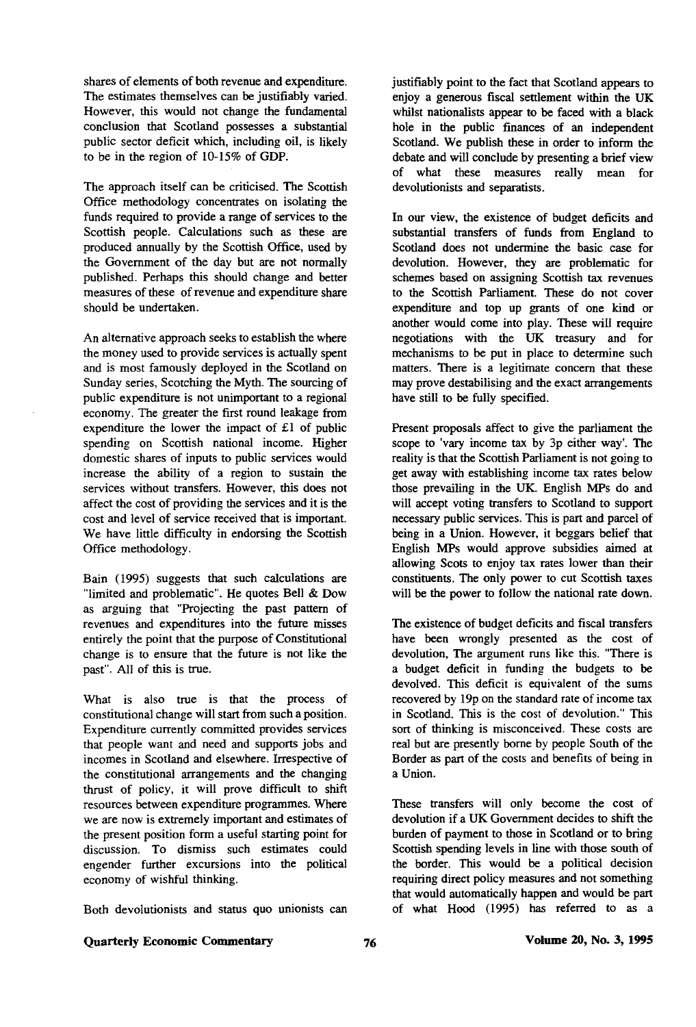shares of elements of both revenue and expenditure. The estimates themselves can be justifiably varied. However, this would not change the fundamental conclusion that Scotland possesses a substantial public sector deficit which, including oil, is likely to be in the region of 10-15% of GDP.

The approach itself can be criticised. The Scottish Office methodology concentrates on isolating the funds required to provide a range of services to the Scottish people. Calculations such as these are produced annually by the Scottish Office, used by the Government of the day but are not normally published. Perhaps this should change and better measures of these of revenue and expenditure share should be undertaken.

An alternative approach seeks to establish the where the money used to provide services is actually spent and is most famously deployed in the Scotland on Sunday series, Scotching the Myth. The sourcing of public expenditure is not unimportant to a regional economy. The greater the first round leakage from expenditure the lower the impact of £1 of public spending on Scottish national income. Higher domestic shares of inputs to public services would increase the ability of a region to sustain the services without transfers. However, this does not affect the cost of providing the services and it is the cost and level of service received that is important. We have little difficulty in endorsing the Scottish Office methodology.

Bain (1995) suggests that such calculations are "limited and problematic". He quotes Bell & Dow as arguing that "Projecting the past pattern of revenues and expenditures into the future misses entirely the point that the purpose of Constitutional change is to ensure that the future is not like the past". All of this is true.

What is also true is that the process of constitutional change will start from such a position. Expenditure currently committed provides services that people want and need and supports jobs and incomes in Scotland and elsewhere. Irrespective of the constitutional arrangements and the changing thrust of policy, it will prove difficult to shift resources between expenditure programmes. Where we are now is extremely important and estimates of the present position form a useful starting point for discussion. To dismiss such estimates could engender further excursions into the political economy of wishful thinking.

Both devolutionists and status quo unionists can justifiably point to the fact that Scotland appears to enjoy a generous fiscal settlement within the UK whilst nationalists appear to be faced with a black hole in the public finances of an independent Scotland. We publish these in order to inform the debate and will conclude by presenting a brief view of what these measures really mean for devolutionists and separatists.

In our view, the existence of budget deficits and substantial transfers of funds from England to Scotland does not undermine the basic case for devolution. However, they are problematic for schemes based on assigning Scottish tax revenues to the Scottish Parliament. These do not cover expenditure and top up grants of one kind or another would come into play. These will require negotiations with the UK treasury and for mechanisms to be put in place to determine such matters. There is a legitimate concern that these may prove destabilising and the exact arrangements have still to be fully specified.

Present proposals affect to give the parliament the scope to 'vary income tax by 3p either way'. The reality is that the Scottish Parliament is not going to get away with establishing income tax rates below those prevailing in the UK. English MPs do and will accept voting transfers to Scotland to support necessary public services. This is part and parcel of being in a Union. However, it beggars belief that English MPs would approve subsidies aimed at allowing Scots to enjoy tax rates lower than their constituents. The only power to cut Scottish taxes will be the power to follow the national rate down.

The existence of budget deficits and fiscal transfers have been wrongly presented as the cost of devolution, The argument runs like this. "There is a budget deficit in funding the budgets to be devolved. This deficit is equivalent of the sums recovered by 19p on the standard rate of income tax in Scotland. This is the cost of devolution." This sort of thinking is misconceived. These costs are real but are presently borne by people South of the Border as part of the costs and benefits of being in a Union.

These transfers will only become the cost of devolution if a UK Government decides to shift the burden of payment to those in Scotland or to bring Scottish spending levels in line with those south of the border. This would be a political decision requiring direct policy measures and not something that would automatically happen and would be part of what Hood (1995) has referred to as a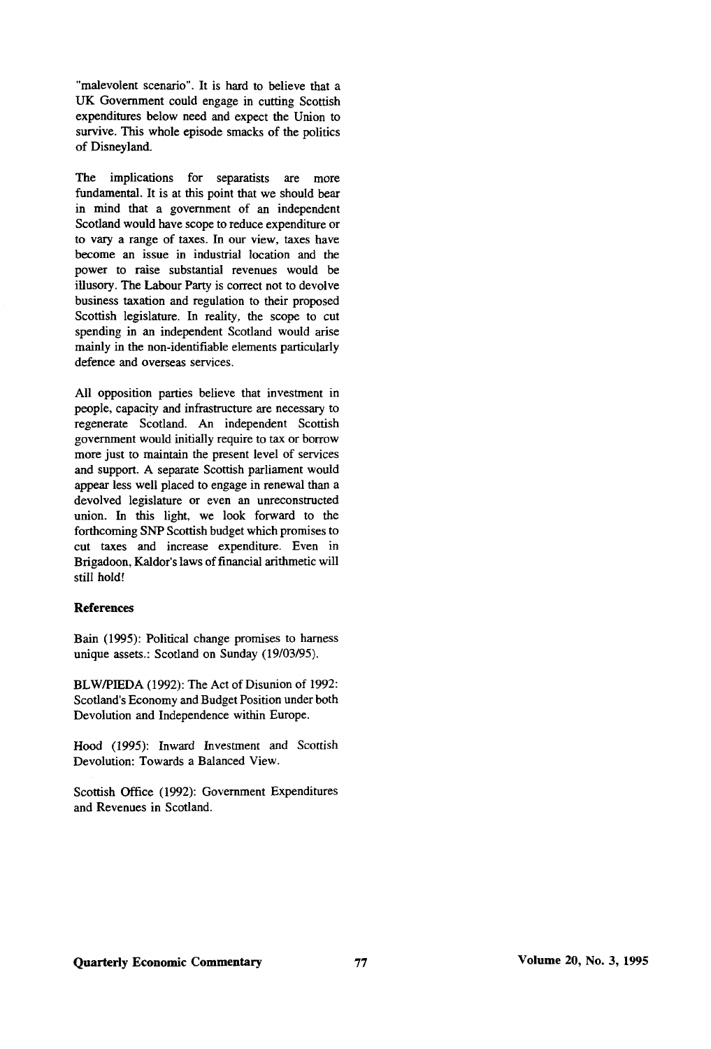"malevolent scenario". It is hard to believe that a UK Government could engage in cutting Scottish expenditures below need and expect the Union to survive. This whole episode smacks of the politics of Disneyland.

The implications for separatists are more fundamental. It is at this point that we should bear in mind that a government of an independent Scotland would have scope to reduce expenditure or to vary a range of taxes. In our view, taxes have become an issue in industrial location and the power to raise substantial revenues would be illusory. The Labour Party is correct not to devolve business taxation and regulation to their proposed Scottish legislature. In reality, the scope to cut spending in an independent Scotland would arise mainly in the non-identifiable elements particularly defence and overseas services.

All opposition parties believe that investment in people, capacity and infrastructure are necessary to regenerate Scotland. An independent Scottish government would initially require to tax or borrow more just to maintain the present level of services and support. A separate Scottish parliament would appear less well placed to engage in renewal than a devolved legislature or even an unreconstructed union. In this light, we look forward to the forthcoming SNP Scottish budget which promises to cut taxes and increase expenditure. Even in Brigadoon, Kaldor's laws of financial arithmetic will still hold!

**References**

Bain (1995): Political change promises to harness unique assets.: Scotland on Sunday (19/03/95).

BLW/PIEDA (1992): The Act of Disunion of 1992: Scotland's Economy and Budget Position under both Devolution and Independence within Europe.

Hood (1995): Inward Investment and Scottish Devolution: Towards a Balanced View.

Scottish Office (1992): Government Expenditures and Revenues in Scotland.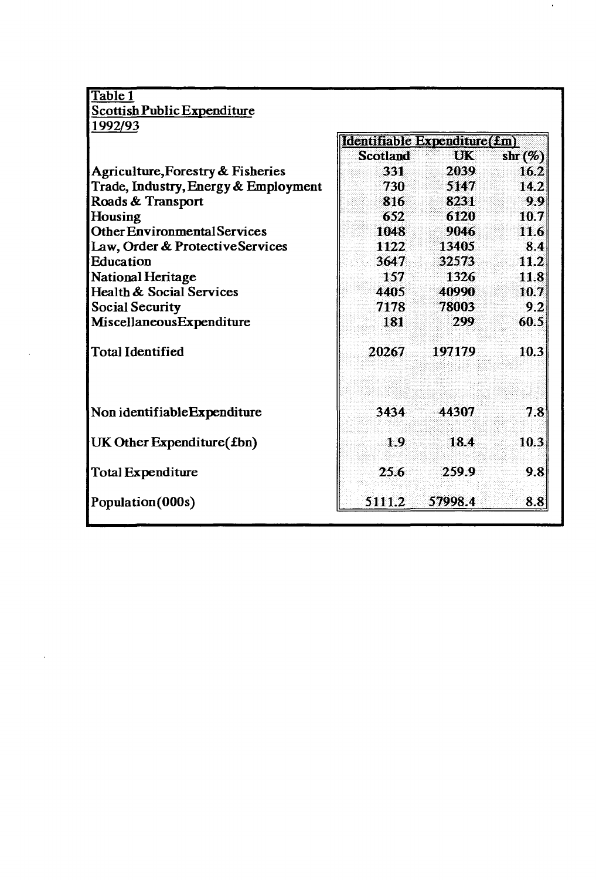Table 1
Scottish Public Expenditure
1992/93

| | Identifiable Expenditure(£m) | | |
|---|---|---|---|
| | Scotland | UK | shr (%) |
| Agriculture, Forestry & Fisheries | 331 | 2039 | 16.2 |
| Trade, Industry, Energy & Employment | 730 | 5147 | 14.2 |
| Roads & Transport | 816 | 8231 | 9.9 |
| Housing | 652 | 6120 | 10.7 |
| Other Environmental Services | 1048 | 9046 | 11.6 |
| Law, Order & Protective Services | 1122 | 13405 | 8.4 |
| Education | 3647 | 32573 | 11.2 |
| National Heritage | 157 | 1326 | 11.8 |
| Health & Social Services | 4405 | 40990 | 10.7 |
| Social Security | 7178 | 78003 | 9.2 |
| Miscellaneous Expenditure | 181 | 299 | 60.5 |
| Total Identified | 20267 | 197179 | 10.3 |
| Non identifiable Expenditure | 3434 | 44307 | 7.8 |
| UK Other Expenditure(£bn) | 1.9 | 18.4 | 10.3 |
| Total Expenditure | 25.6 | 259.9 | 9.8 |
| Population(000s) | 5111.2 | 57998.4 | 8.8 |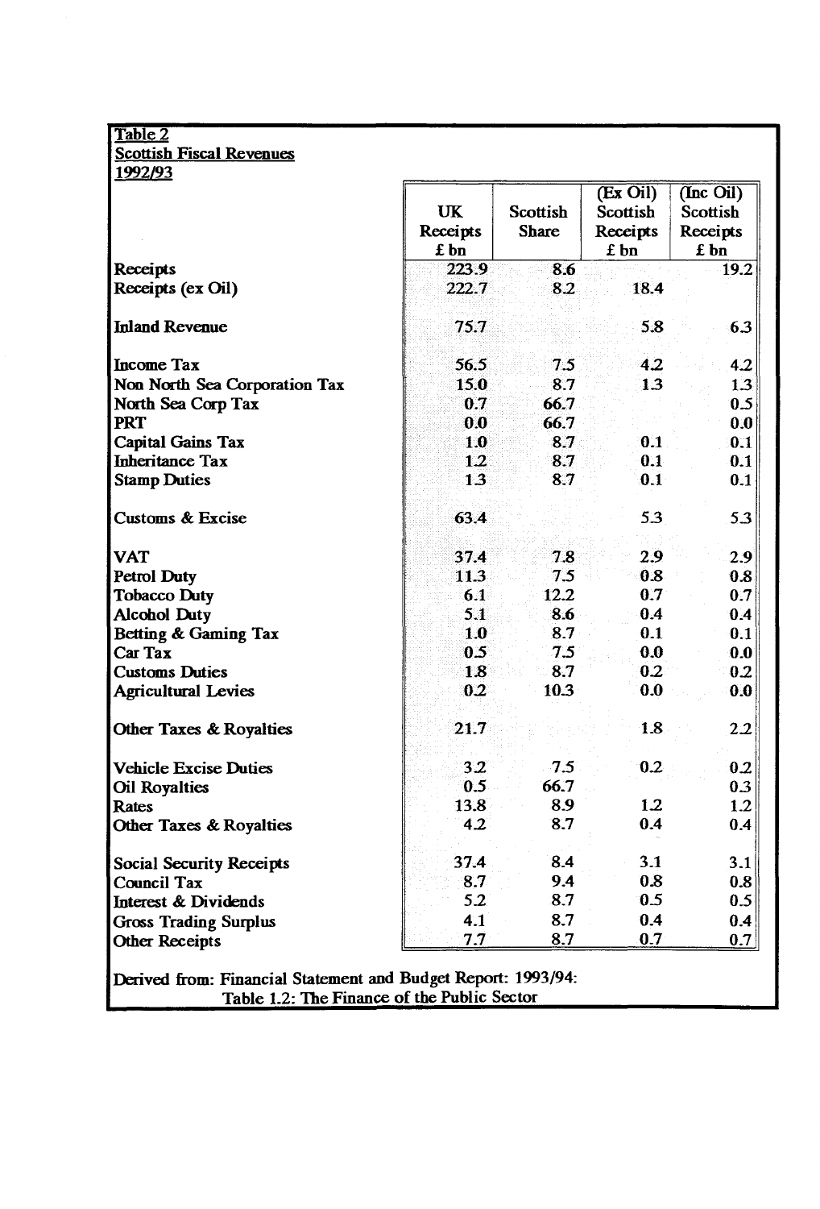Table 2
Scottish Fiscal Revenues
1992/93

| | UK Receipts £ bn | Scottish Share | (Ex Oil) Scottish Receipts £ bn | (Inc Oil) Scottish Receipts £ bn |
|---|---|---|---|---|
| **Receipts** | 223.9 | 8.6 | | 19.2 |
| **Receipts (ex Oil)** | 222.7 | 8.2 | 18.4 | |
| **Inland Revenue** | 75.7 | | 5.8 | 6.3 |
| **Income Tax** | 56.5 | 7.5 | 4.2 | 4.2 |
| **Non North Sea Corporation Tax** | 15.0 | 8.7 | 1.3 | 1.3 |
| **North Sea Corp Tax** | 0.7 | 66.7 | | 0.5 |
| **PRT** | 0.0 | 66.7 | | 0.0 |
| **Capital Gains Tax** | 1.0 | 8.7 | 0.1 | 0.1 |
| **Inheritance Tax** | 1.2 | 8.7 | 0.1 | 0.1 |
| **Stamp Duties** | 1.3 | 8.7 | 0.1 | 0.1 |
| **Customs & Excise** | 63.4 | | 5.3 | 5.3 |
| **VAT** | 37.4 | 7.8 | 2.9 | 2.9 |
| **Petrol Duty** | 11.3 | 7.5 | 0.8 | 0.8 |
| **Tobacco Duty** | 6.1 | 12.2 | 0.7 | 0.7 |
| **Alcohol Duty** | 5.1 | 8.6 | 0.4 | 0.4 |
| **Betting & Gaming Tax** | 1.0 | 8.7 | 0.1 | 0.1 |
| **Car Tax** | 0.5 | 7.5 | 0.0 | 0.0 |
| **Customs Duties** | 1.8 | 8.7 | 0.2 | 0.2 |
| **Agricultural Levies** | 0.2 | 10.3 | 0.0 | 0.0 |
| **Other Taxes & Royalties** | 21.7 | | 1.8 | 2.2 |
| **Vehicle Excise Duties** | 3.2 | 7.5 | 0.2 | 0.2 |
| **Oil Royalties** | 0.5 | 66.7 | | 0.3 |
| **Rates** | 13.8 | 8.9 | 1.2 | 1.2 |
| **Other Taxes & Royalties** | 4.2 | 8.7 | 0.4 | 0.4 |
| **Social Security Receipts** | 37.4 | 8.4 | 3.1 | 3.1 |
| **Council Tax** | 8.7 | 9.4 | 0.8 | 0.8 |
| **Interest & Dividends** | 5.2 | 8.7 | 0.5 | 0.5 |
| **Gross Trading Surplus** | 4.1 | 8.7 | 0.4 | 0.4 |
| **Other Receipts** | 7.7 | 8.7 | 0.7 | 0.7 |

Derived from: Financial Statement and Budget Report: 1993/94: Table 1.2: The Finance of the Public Sector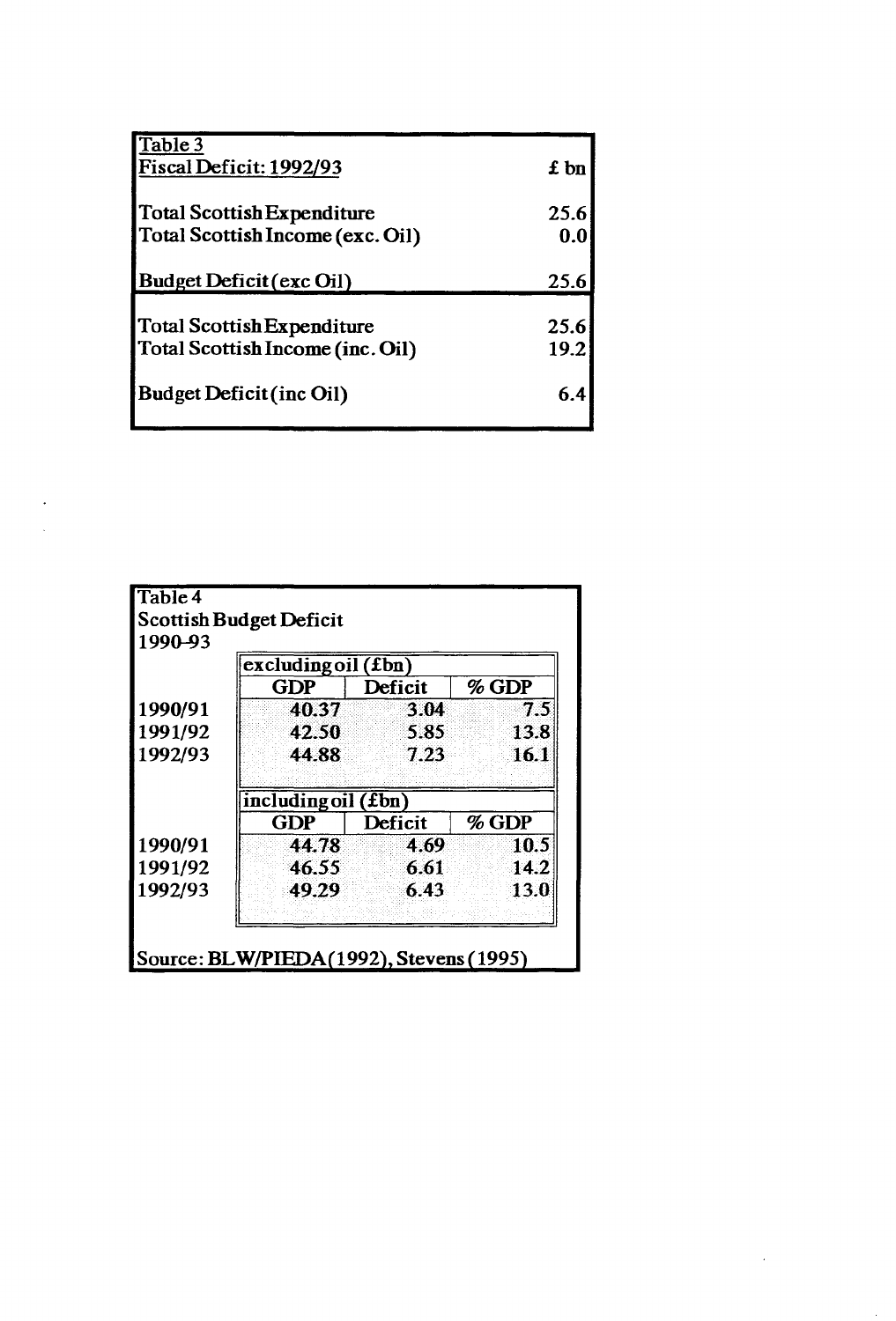Table 3

Fiscal Deficit: 1992/93

| | £ bn |
|---|---|
| Total Scottish Expenditure | 25.6 |
| Total Scottish Income (exc. Oil) | 0.0 |
| Budget Deficit (exc Oil) | 25.6 |
| Total Scottish Expenditure | 25.6 |
| Total Scottish Income (inc. Oil) | 19.2 |
| Budget Deficit (inc Oil) | 6.4 |

Table 4

Scottish Budget Deficit

1990-93

| | excluding oil (£bn) | | |
|---|---|---|---|
| | GDP | Deficit | % GDP |
| 1990/91 | 40.37 | 3.04 | 7.5 |
| 1991/92 | 42.50 | 5.85 | 13.8 |
| 1992/93 | 44.88 | 7.23 | 16.1 |
| | including oil (£bn) | | |
| | GDP | Deficit | % GDP |
| 1990/91 | 44.78 | 4.69 | 10.5 |
| 1991/92 | 46.55 | 6.61 | 14.2 |
| 1992/93 | 49.29 | 6.43 | 13.0 |

Source: BLW/PIEDA (1992), Stevens (1995)